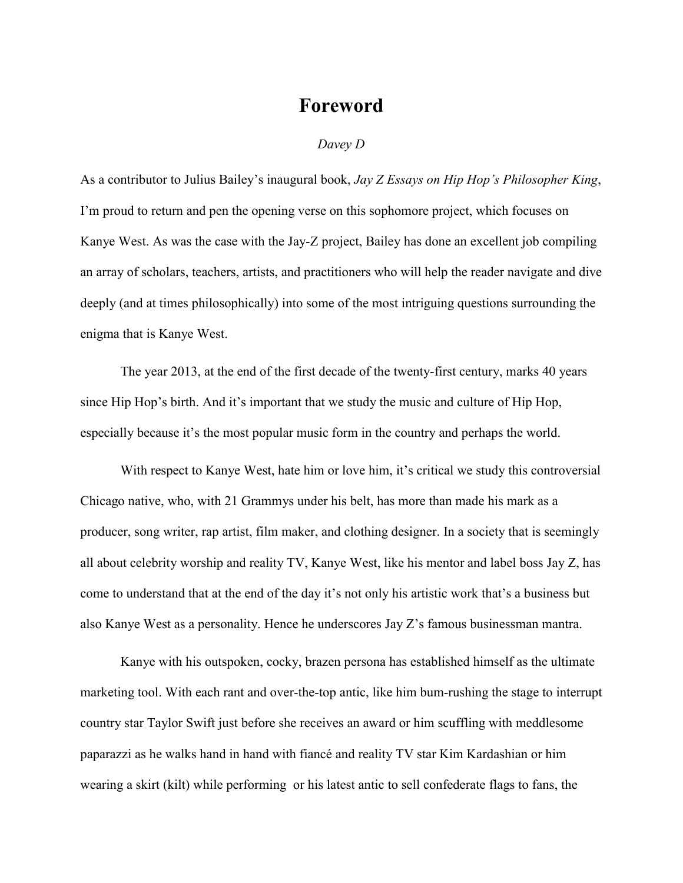# Foreword

*Davey D*

As a contributor to Julius Bailey's inaugural book, *Jay Z Essays on Hip Hop's Philosopher King*, I'm proud to return and pen the opening verse on this sophomore project, which focuses on Kanye West. As was the case with the Jay-Z project, Bailey has done an excellent job compiling an array of scholars, teachers, artists, and practitioners who will help the reader navigate and dive deeply (and at times philosophically) into some of the most intriguing questions surrounding the enigma that is Kanye West.

The year 2013, at the end of the first decade of the twenty-first century, marks 40 years since Hip Hop's birth. And it's important that we study the music and culture of Hip Hop, especially because it's the most popular music form in the country and perhaps the world.

With respect to Kanye West, hate him or love him, it's critical we study this controversial Chicago native, who, with 21 Grammys under his belt, has more than made his mark as a producer, song writer, rap artist, film maker, and clothing designer. In a society that is seemingly all about celebrity worship and reality TV, Kanye West, like his mentor and label boss Jay Z, has come to understand that at the end of the day it's not only his artistic work that's a business but also Kanye West as a personality. Hence he underscores Jay Z's famous businessman mantra.

Kanye with his outspoken, cocky, brazen persona has established himself as the ultimate marketing tool. With each rant and over-the-top antic, like him bum-rushing the stage to interrupt country star Taylor Swift just before she receives an award or him scuffling with meddlesome paparazzi as he walks hand in hand with fiancé and reality TV star Kim Kardashian or him wearing a skirt (kilt) while performing or his latest antic to sell confederate flags to fans, the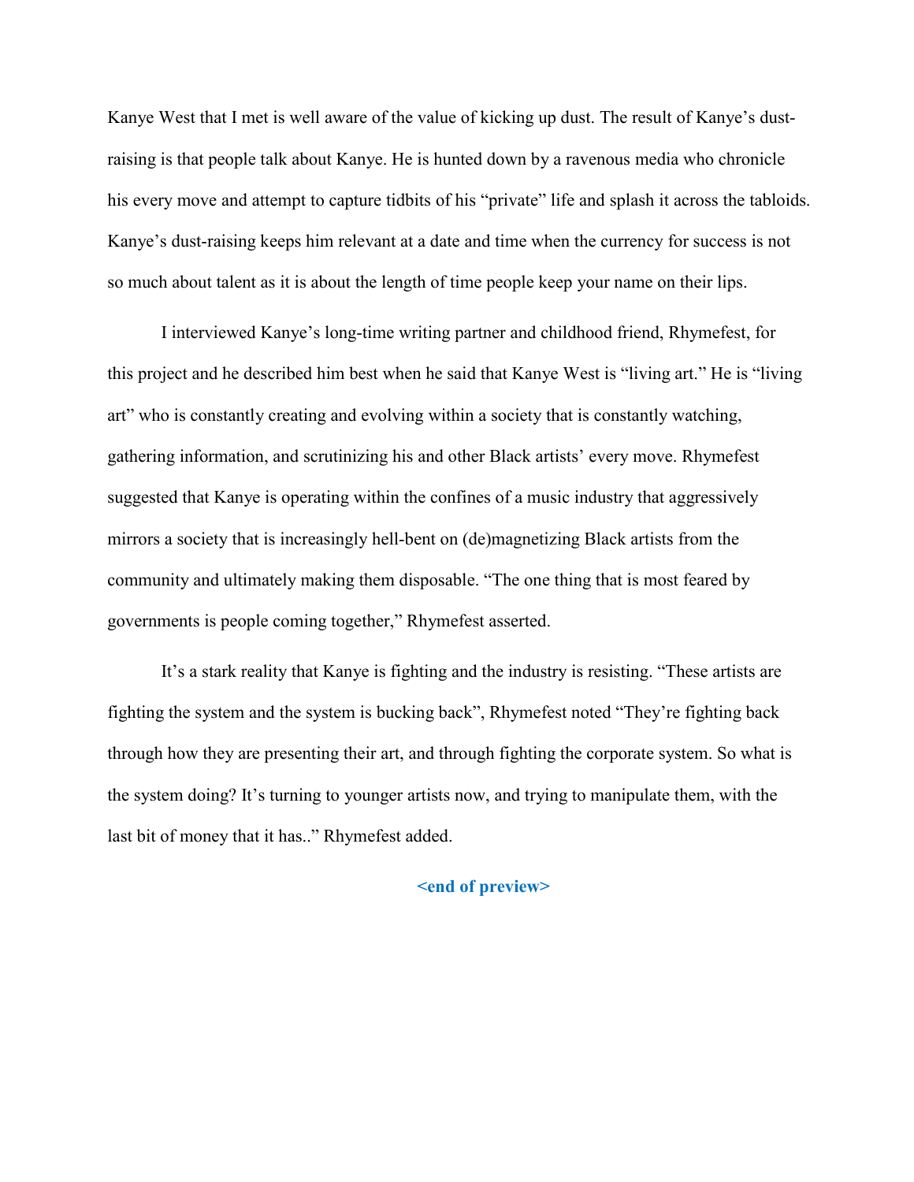Kanye West that I met is well aware of the value of kicking up dust. The result of Kanye's dust-raising is that people talk about Kanye. He is hunted down by a ravenous media who chronicle his every move and attempt to capture tidbits of his "private" life and splash it across the tabloids. Kanye's dust-raising keeps him relevant at a date and time when the currency for success is not so much about talent as it is about the length of time people keep your name on their lips.

I interviewed Kanye's long-time writing partner and childhood friend, Rhymefest, for this project and he described him best when he said that Kanye West is "living art." He is "living art" who is constantly creating and evolving within a society that is constantly watching, gathering information, and scrutinizing his and other Black artists' every move. Rhymefest suggested that Kanye is operating within the confines of a music industry that aggressively mirrors a society that is increasingly hell-bent on (de)magnetizing Black artists from the community and ultimately making them disposable. "The one thing that is most feared by governments is people coming together," Rhymefest asserted.

It's a stark reality that Kanye is fighting and the industry is resisting. "These artists are fighting the system and the system is bucking back", Rhymefest noted "They're fighting back through how they are presenting their art, and through fighting the corporate system. So what is the system doing? It's turning to younger artists now, and trying to manipulate them, with the last bit of money that it has.." Rhymefest added.

**<end of preview>**